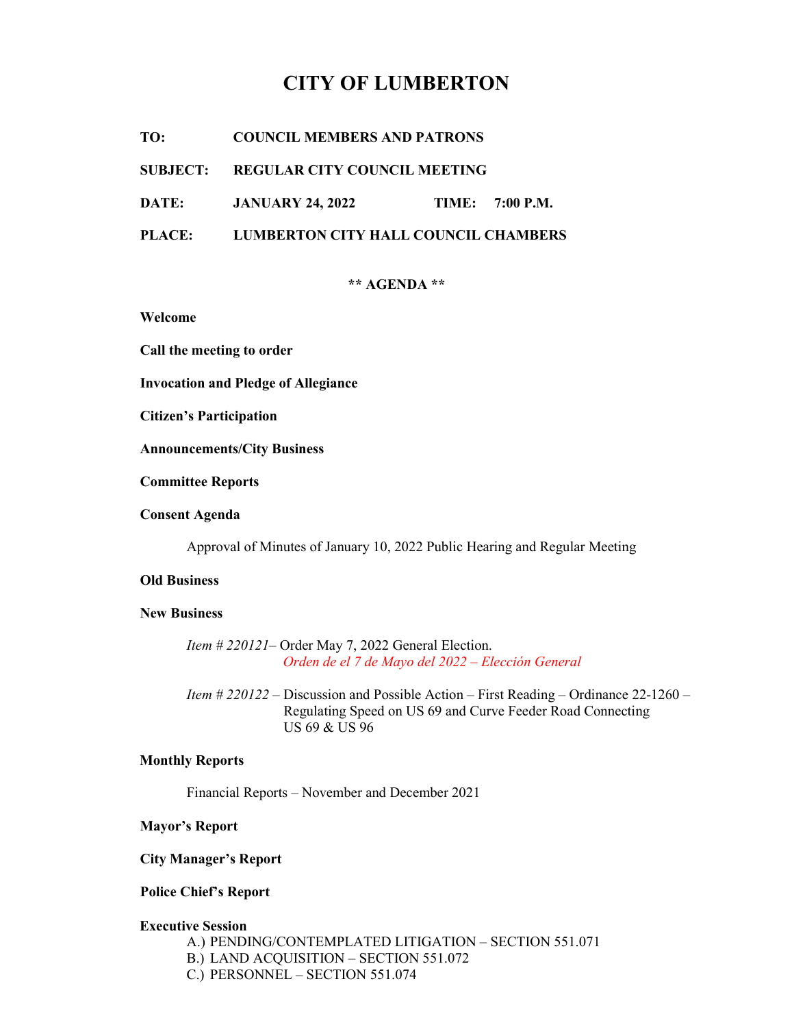# CITY OF LUMBERTON

**TO:** COUNCIL MEMBERS AND PATRONS

**SUBJECT:** REGULAR CITY COUNCIL MEETING

**DATE:** JANUARY 24, 2022 **TIME:** 7:00 P.M.

**PLACE:** LUMBERTON CITY HALL COUNCIL CHAMBERS

**\*\* AGENDA \*\***

**Welcome**

**Call the meeting to order**

**Invocation and Pledge of Allegiance**

**Citizen's Participation**

**Announcements/City Business**

**Committee Reports**

**Consent Agenda**

Approval of Minutes of January 10, 2022 Public Hearing and Regular Meeting

**Old Business**

**New Business**

*Item # 220121*– Order May 7, 2022 General Election.
*Orden de el 7 de Mayo del 2022 – Elección General*

*Item # 220122* – Discussion and Possible Action – First Reading – Ordinance 22-1260 – Regulating Speed on US 69 and Curve Feeder Road Connecting US 69 & US 96

**Monthly Reports**

Financial Reports – November and December 2021

**Mayor's Report**

**City Manager's Report**

**Police Chief's Report**

**Executive Session**

A.) PENDING/CONTEMPLATED LITIGATION – SECTION 551.071
B.) LAND ACQUISITION – SECTION 551.072
C.) PERSONNEL – SECTION 551.074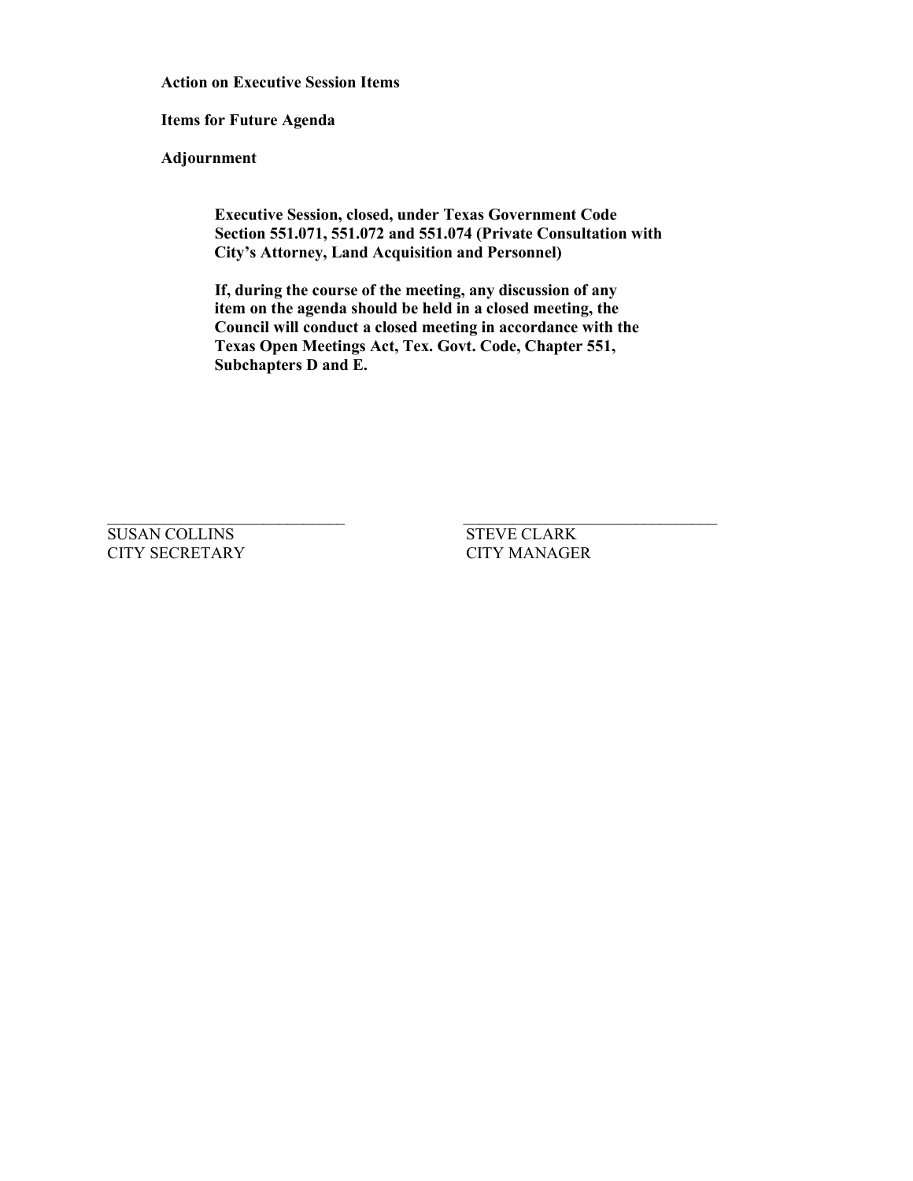**Action on Executive Session Items**

**Items for Future Agenda**

**Adjournment**

**Executive Session, closed, under Texas Government Code Section 551.071, 551.072 and 551.074 (Private Consultation with City's Attorney, Land Acquisition and Personnel)**

**If, during the course of the meeting, any discussion of any item on the agenda should be held in a closed meeting, the Council will conduct a closed meeting in accordance with the Texas Open Meetings Act, Tex. Govt. Code, Chapter 551, Subchapters D and E.**

| | |
|---|---|
| ______________________________ | ______________________________ |
| SUSAN COLLINS | STEVE CLARK |
| CITY SECRETARY | CITY MANAGER |